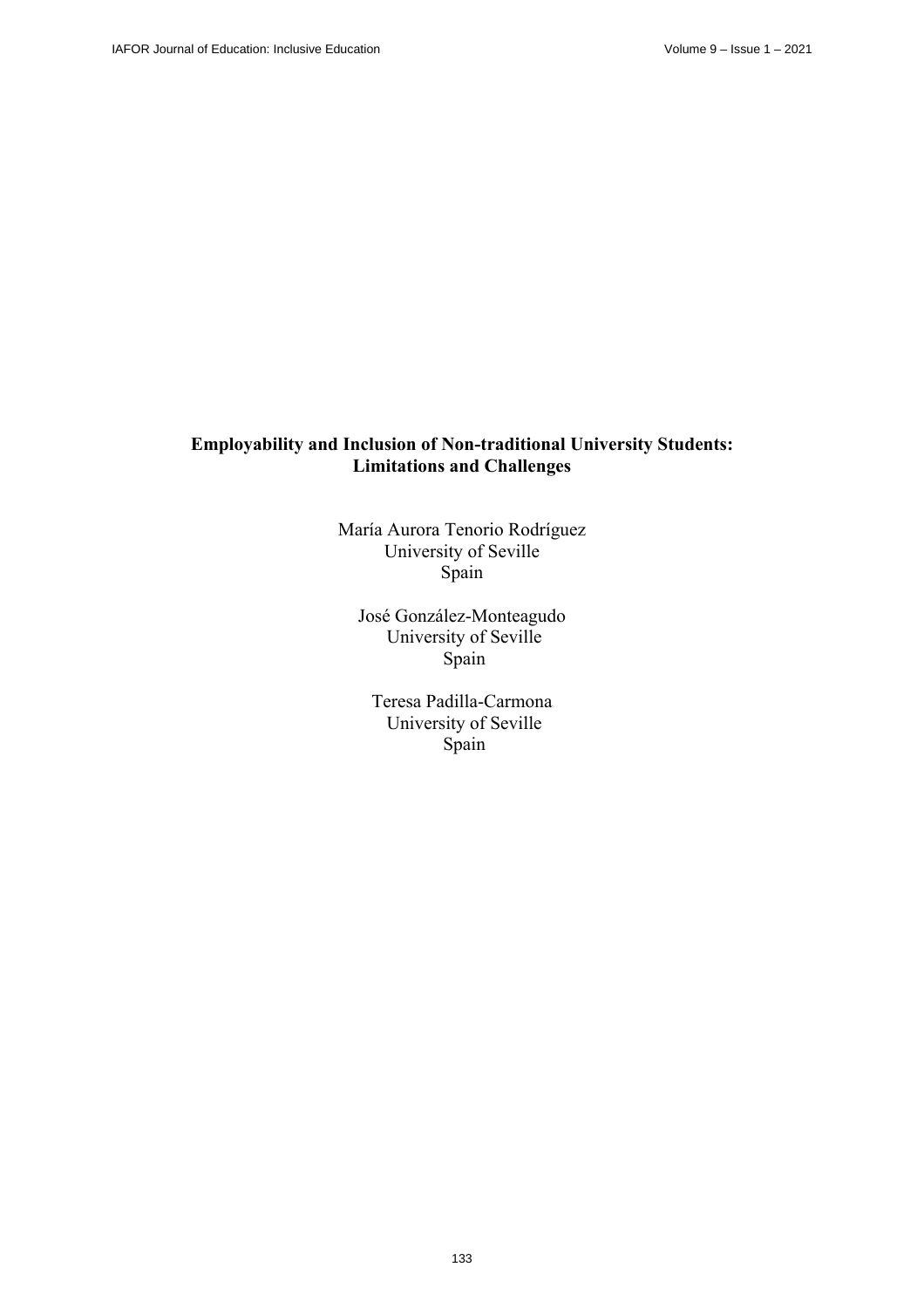# Employability and Inclusion of Non-traditional University Students: Limitations and Challenges

María Aurora Tenorio Rodríguez
University of Seville
Spain

José González-Monteagudo
University of Seville
Spain

Teresa Padilla-Carmona
University of Seville
Spain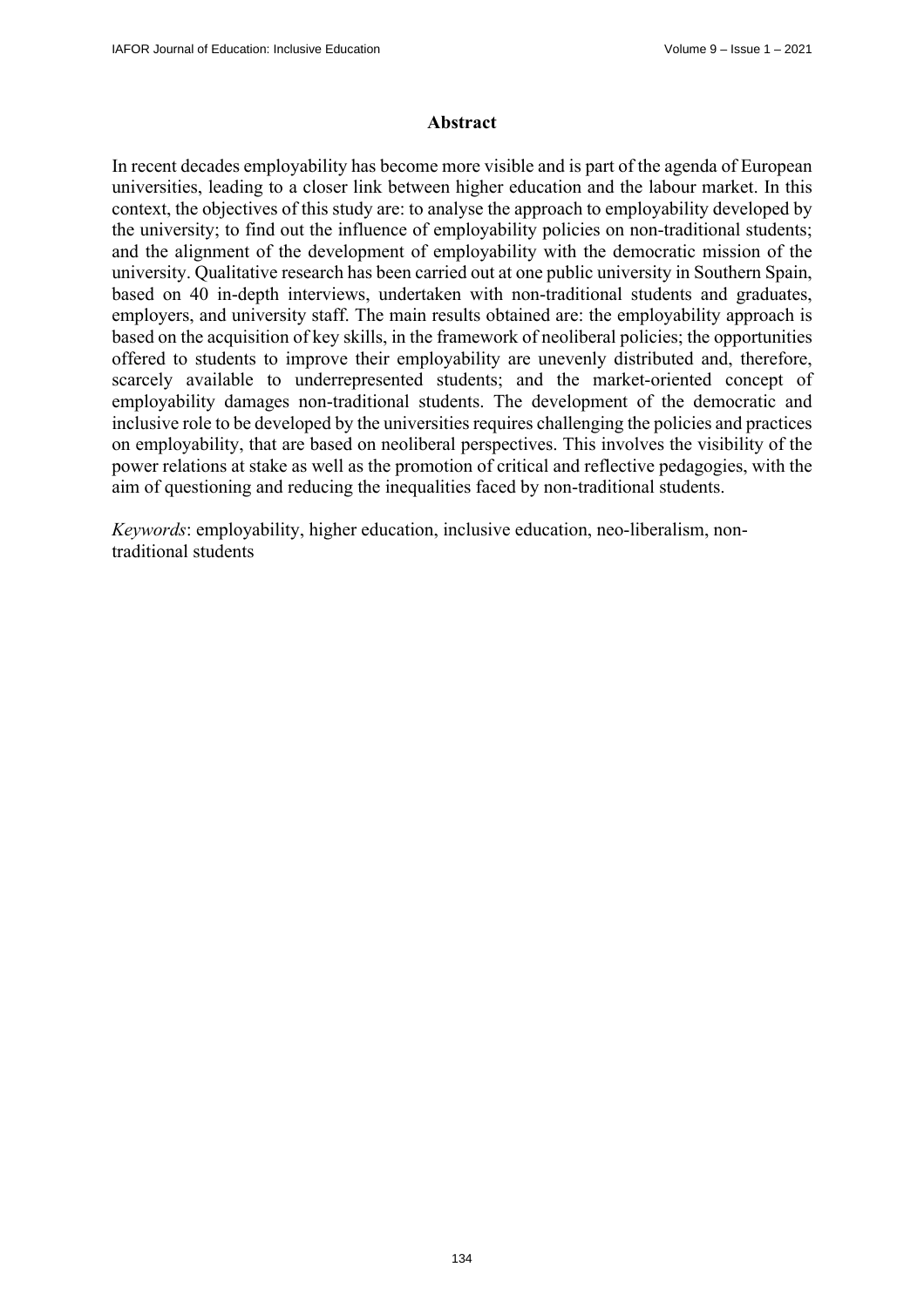## Abstract

In recent decades employability has become more visible and is part of the agenda of European universities, leading to a closer link between higher education and the labour market. In this context, the objectives of this study are: to analyse the approach to employability developed by the university; to find out the influence of employability policies on non-traditional students; and the alignment of the development of employability with the democratic mission of the university. Qualitative research has been carried out at one public university in Southern Spain, based on 40 in-depth interviews, undertaken with non-traditional students and graduates, employers, and university staff. The main results obtained are: the employability approach is based on the acquisition of key skills, in the framework of neoliberal policies; the opportunities offered to students to improve their employability are unevenly distributed and, therefore, scarcely available to underrepresented students; and the market-oriented concept of employability damages non-traditional students. The development of the democratic and inclusive role to be developed by the universities requires challenging the policies and practices on employability, that are based on neoliberal perspectives. This involves the visibility of the power relations at stake as well as the promotion of critical and reflective pedagogies, with the aim of questioning and reducing the inequalities faced by non-traditional students.

*Keywords*: employability, higher education, inclusive education, neo-liberalism, non-traditional students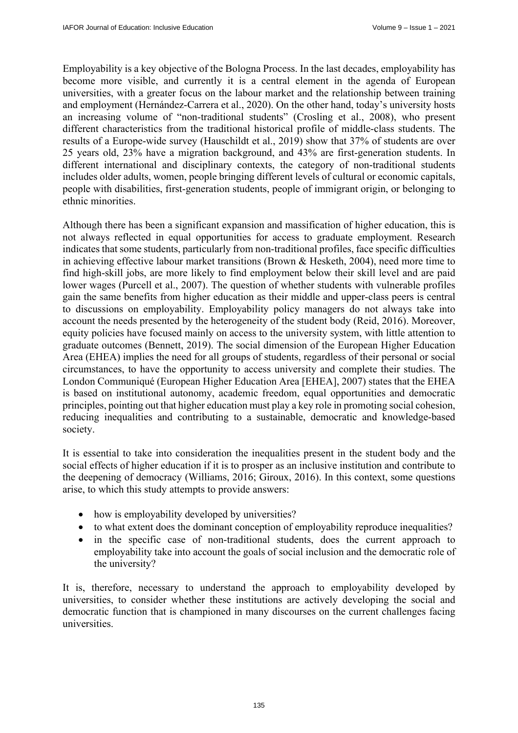Employability is a key objective of the Bologna Process. In the last decades, employability has become more visible, and currently it is a central element in the agenda of European universities, with a greater focus on the labour market and the relationship between training and employment (Hernández-Carrera et al., 2020). On the other hand, today's university hosts an increasing volume of "non-traditional students" (Crosling et al., 2008), who present different characteristics from the traditional historical profile of middle-class students. The results of a Europe-wide survey (Hauschildt et al., 2019) show that 37% of students are over 25 years old, 23% have a migration background, and 43% are first-generation students. In different international and disciplinary contexts, the category of non-traditional students includes older adults, women, people bringing different levels of cultural or economic capitals, people with disabilities, first-generation students, people of immigrant origin, or belonging to ethnic minorities.

Although there has been a significant expansion and massification of higher education, this is not always reflected in equal opportunities for access to graduate employment. Research indicates that some students, particularly from non-traditional profiles, face specific difficulties in achieving effective labour market transitions (Brown & Hesketh, 2004), need more time to find high-skill jobs, are more likely to find employment below their skill level and are paid lower wages (Purcell et al., 2007). The question of whether students with vulnerable profiles gain the same benefits from higher education as their middle and upper-class peers is central to discussions on employability. Employability policy managers do not always take into account the needs presented by the heterogeneity of the student body (Reid, 2016). Moreover, equity policies have focused mainly on access to the university system, with little attention to graduate outcomes (Bennett, 2019). The social dimension of the European Higher Education Area (EHEA) implies the need for all groups of students, regardless of their personal or social circumstances, to have the opportunity to access university and complete their studies. The London Communiqué (European Higher Education Area [EHEA], 2007) states that the EHEA is based on institutional autonomy, academic freedom, equal opportunities and democratic principles, pointing out that higher education must play a key role in promoting social cohesion, reducing inequalities and contributing to a sustainable, democratic and knowledge-based society.

It is essential to take into consideration the inequalities present in the student body and the social effects of higher education if it is to prosper as an inclusive institution and contribute to the deepening of democracy (Williams, 2016; Giroux, 2016). In this context, some questions arise, to which this study attempts to provide answers:

- how is employability developed by universities?
- to what extent does the dominant conception of employability reproduce inequalities?
- in the specific case of non-traditional students, does the current approach to employability take into account the goals of social inclusion and the democratic role of the university?

It is, therefore, necessary to understand the approach to employability developed by universities, to consider whether these institutions are actively developing the social and democratic function that is championed in many discourses on the current challenges facing universities.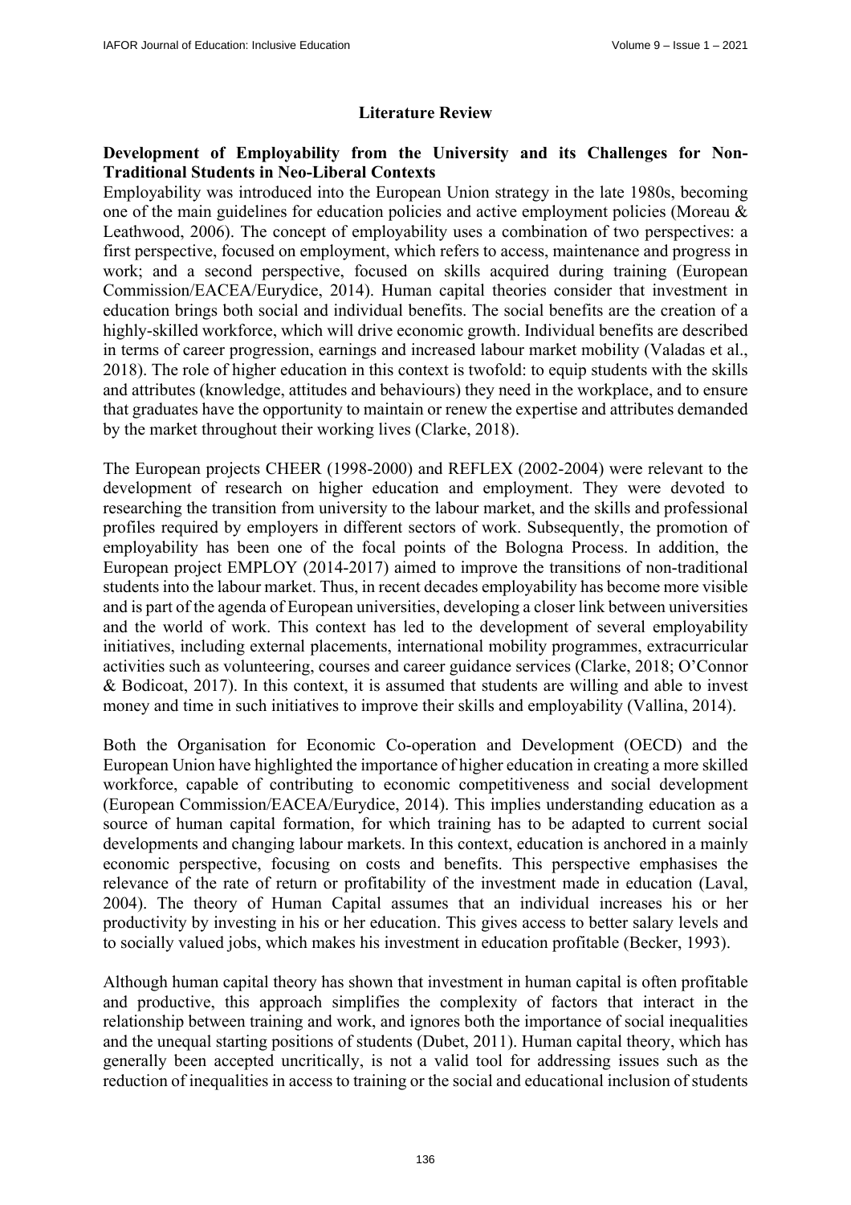## Literature Review

### Development of Employability from the University and its Challenges for Non-Traditional Students in Neo-Liberal Contexts

Employability was introduced into the European Union strategy in the late 1980s, becoming one of the main guidelines for education policies and active employment policies (Moreau & Leathwood, 2006). The concept of employability uses a combination of two perspectives: a first perspective, focused on employment, which refers to access, maintenance and progress in work; and a second perspective, focused on skills acquired during training (European Commission/EACEA/Eurydice, 2014). Human capital theories consider that investment in education brings both social and individual benefits. The social benefits are the creation of a highly-skilled workforce, which will drive economic growth. Individual benefits are described in terms of career progression, earnings and increased labour market mobility (Valadas et al., 2018). The role of higher education in this context is twofold: to equip students with the skills and attributes (knowledge, attitudes and behaviours) they need in the workplace, and to ensure that graduates have the opportunity to maintain or renew the expertise and attributes demanded by the market throughout their working lives (Clarke, 2018).

The European projects CHEER (1998-2000) and REFLEX (2002-2004) were relevant to the development of research on higher education and employment. They were devoted to researching the transition from university to the labour market, and the skills and professional profiles required by employers in different sectors of work. Subsequently, the promotion of employability has been one of the focal points of the Bologna Process. In addition, the European project EMPLOY (2014-2017) aimed to improve the transitions of non-traditional students into the labour market. Thus, in recent decades employability has become more visible and is part of the agenda of European universities, developing a closer link between universities and the world of work. This context has led to the development of several employability initiatives, including external placements, international mobility programmes, extracurricular activities such as volunteering, courses and career guidance services (Clarke, 2018; O'Connor & Bodicoat, 2017). In this context, it is assumed that students are willing and able to invest money and time in such initiatives to improve their skills and employability (Vallina, 2014).

Both the Organisation for Economic Co-operation and Development (OECD) and the European Union have highlighted the importance of higher education in creating a more skilled workforce, capable of contributing to economic competitiveness and social development (European Commission/EACEA/Eurydice, 2014). This implies understanding education as a source of human capital formation, for which training has to be adapted to current social developments and changing labour markets. In this context, education is anchored in a mainly economic perspective, focusing on costs and benefits. This perspective emphasises the relevance of the rate of return or profitability of the investment made in education (Laval, 2004). The theory of Human Capital assumes that an individual increases his or her productivity by investing in his or her education. This gives access to better salary levels and to socially valued jobs, which makes his investment in education profitable (Becker, 1993).

Although human capital theory has shown that investment in human capital is often profitable and productive, this approach simplifies the complexity of factors that interact in the relationship between training and work, and ignores both the importance of social inequalities and the unequal starting positions of students (Dubet, 2011). Human capital theory, which has generally been accepted uncritically, is not a valid tool for addressing issues such as the reduction of inequalities in access to training or the social and educational inclusion of students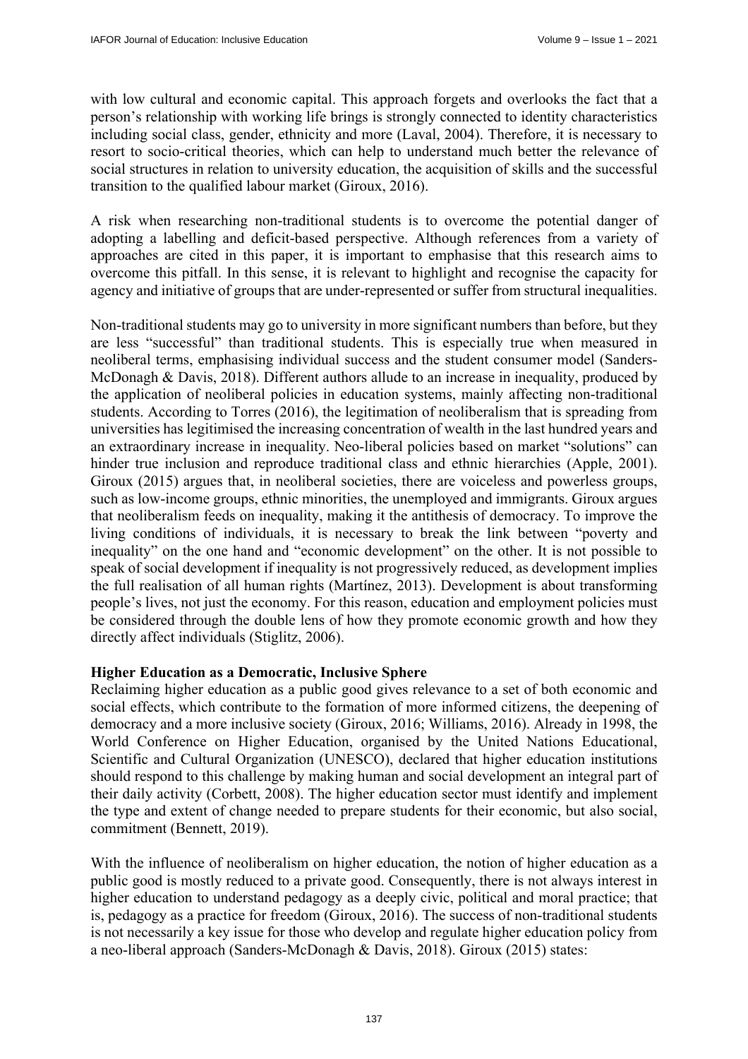with low cultural and economic capital. This approach forgets and overlooks the fact that a person's relationship with working life brings is strongly connected to identity characteristics including social class, gender, ethnicity and more (Laval, 2004). Therefore, it is necessary to resort to socio-critical theories, which can help to understand much better the relevance of social structures in relation to university education, the acquisition of skills and the successful transition to the qualified labour market (Giroux, 2016).

A risk when researching non-traditional students is to overcome the potential danger of adopting a labelling and deficit-based perspective. Although references from a variety of approaches are cited in this paper, it is important to emphasise that this research aims to overcome this pitfall. In this sense, it is relevant to highlight and recognise the capacity for agency and initiative of groups that are under-represented or suffer from structural inequalities.

Non-traditional students may go to university in more significant numbers than before, but they are less "successful" than traditional students. This is especially true when measured in neoliberal terms, emphasising individual success and the student consumer model (Sanders-McDonagh & Davis, 2018). Different authors allude to an increase in inequality, produced by the application of neoliberal policies in education systems, mainly affecting non-traditional students. According to Torres (2016), the legitimation of neoliberalism that is spreading from universities has legitimised the increasing concentration of wealth in the last hundred years and an extraordinary increase in inequality. Neo-liberal policies based on market "solutions" can hinder true inclusion and reproduce traditional class and ethnic hierarchies (Apple, 2001). Giroux (2015) argues that, in neoliberal societies, there are voiceless and powerless groups, such as low-income groups, ethnic minorities, the unemployed and immigrants. Giroux argues that neoliberalism feeds on inequality, making it the antithesis of democracy. To improve the living conditions of individuals, it is necessary to break the link between "poverty and inequality" on the one hand and "economic development" on the other. It is not possible to speak of social development if inequality is not progressively reduced, as development implies the full realisation of all human rights (Martínez, 2013). Development is about transforming people's lives, not just the economy. For this reason, education and employment policies must be considered through the double lens of how they promote economic growth and how they directly affect individuals (Stiglitz, 2006).

**Higher Education as a Democratic, Inclusive Sphere**

Reclaiming higher education as a public good gives relevance to a set of both economic and social effects, which contribute to the formation of more informed citizens, the deepening of democracy and a more inclusive society (Giroux, 2016; Williams, 2016). Already in 1998, the World Conference on Higher Education, organised by the United Nations Educational, Scientific and Cultural Organization (UNESCO), declared that higher education institutions should respond to this challenge by making human and social development an integral part of their daily activity (Corbett, 2008). The higher education sector must identify and implement the type and extent of change needed to prepare students for their economic, but also social, commitment (Bennett, 2019).

With the influence of neoliberalism on higher education, the notion of higher education as a public good is mostly reduced to a private good. Consequently, there is not always interest in higher education to understand pedagogy as a deeply civic, political and moral practice; that is, pedagogy as a practice for freedom (Giroux, 2016). The success of non-traditional students is not necessarily a key issue for those who develop and regulate higher education policy from a neo-liberal approach (Sanders-McDonagh & Davis, 2018). Giroux (2015) states: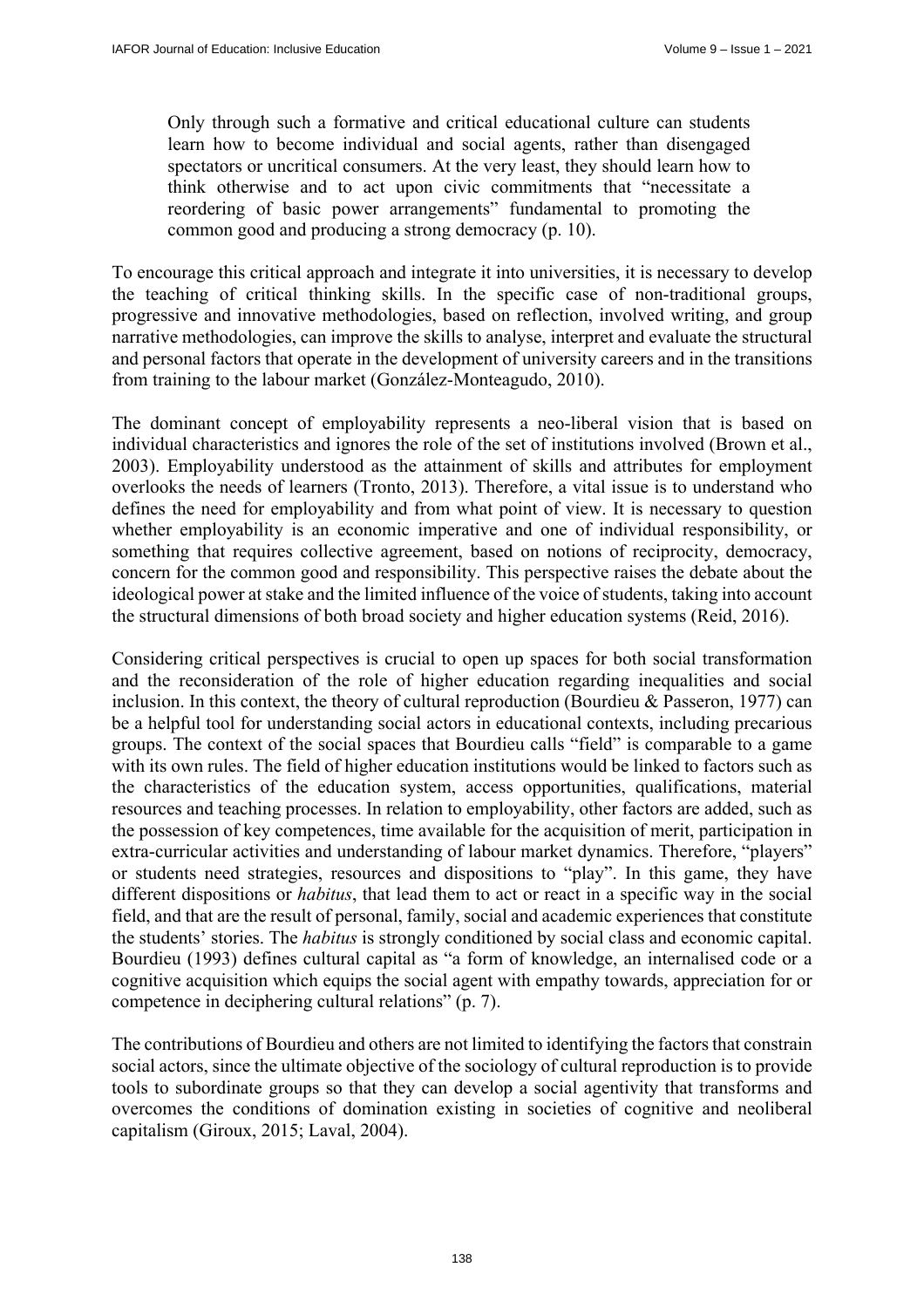> Only through such a formative and critical educational culture can students learn how to become individual and social agents, rather than disengaged spectators or uncritical consumers. At the very least, they should learn how to think otherwise and to act upon civic commitments that "necessitate a reordering of basic power arrangements" fundamental to promoting the common good and producing a strong democracy (p. 10).

To encourage this critical approach and integrate it into universities, it is necessary to develop the teaching of critical thinking skills. In the specific case of non-traditional groups, progressive and innovative methodologies, based on reflection, involved writing, and group narrative methodologies, can improve the skills to analyse, interpret and evaluate the structural and personal factors that operate in the development of university careers and in the transitions from training to the labour market (González-Monteagudo, 2010).

The dominant concept of employability represents a neo-liberal vision that is based on individual characteristics and ignores the role of the set of institutions involved (Brown et al., 2003). Employability understood as the attainment of skills and attributes for employment overlooks the needs of learners (Tronto, 2013). Therefore, a vital issue is to understand who defines the need for employability and from what point of view. It is necessary to question whether employability is an economic imperative and one of individual responsibility, or something that requires collective agreement, based on notions of reciprocity, democracy, concern for the common good and responsibility. This perspective raises the debate about the ideological power at stake and the limited influence of the voice of students, taking into account the structural dimensions of both broad society and higher education systems (Reid, 2016).

Considering critical perspectives is crucial to open up spaces for both social transformation and the reconsideration of the role of higher education regarding inequalities and social inclusion. In this context, the theory of cultural reproduction (Bourdieu & Passeron, 1977) can be a helpful tool for understanding social actors in educational contexts, including precarious groups. The context of the social spaces that Bourdieu calls "field" is comparable to a game with its own rules. The field of higher education institutions would be linked to factors such as the characteristics of the education system, access opportunities, qualifications, material resources and teaching processes. In relation to employability, other factors are added, such as the possession of key competences, time available for the acquisition of merit, participation in extra-curricular activities and understanding of labour market dynamics. Therefore, "players" or students need strategies, resources and dispositions to "play". In this game, they have different dispositions or *habitus*, that lead them to act or react in a specific way in the social field, and that are the result of personal, family, social and academic experiences that constitute the students' stories. The *habitus* is strongly conditioned by social class and economic capital. Bourdieu (1993) defines cultural capital as "a form of knowledge, an internalised code or a cognitive acquisition which equips the social agent with empathy towards, appreciation for or competence in deciphering cultural relations" (p. 7).

The contributions of Bourdieu and others are not limited to identifying the factors that constrain social actors, since the ultimate objective of the sociology of cultural reproduction is to provide tools to subordinate groups so that they can develop a social agentivity that transforms and overcomes the conditions of domination existing in societies of cognitive and neoliberal capitalism (Giroux, 2015; Laval, 2004).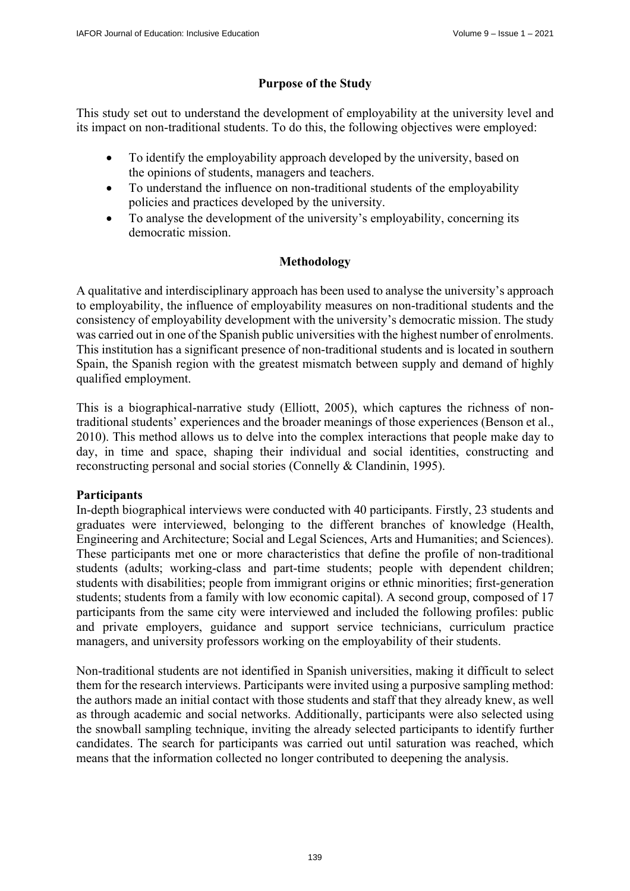## Purpose of the Study

This study set out to understand the development of employability at the university level and its impact on non-traditional students. To do this, the following objectives were employed:

- To identify the employability approach developed by the university, based on the opinions of students, managers and teachers.
- To understand the influence on non-traditional students of the employability policies and practices developed by the university.
- To analyse the development of the university's employability, concerning its democratic mission.

## Methodology

A qualitative and interdisciplinary approach has been used to analyse the university's approach to employability, the influence of employability measures on non-traditional students and the consistency of employability development with the university's democratic mission. The study was carried out in one of the Spanish public universities with the highest number of enrolments. This institution has a significant presence of non-traditional students and is located in southern Spain, the Spanish region with the greatest mismatch between supply and demand of highly qualified employment.

This is a biographical-narrative study (Elliott, 2005), which captures the richness of non-traditional students' experiences and the broader meanings of those experiences (Benson et al., 2010). This method allows us to delve into the complex interactions that people make day to day, in time and space, shaping their individual and social identities, constructing and reconstructing personal and social stories (Connelly & Clandinin, 1995).

### Participants

In-depth biographical interviews were conducted with 40 participants. Firstly, 23 students and graduates were interviewed, belonging to the different branches of knowledge (Health, Engineering and Architecture; Social and Legal Sciences, Arts and Humanities; and Sciences). These participants met one or more characteristics that define the profile of non-traditional students (adults; working-class and part-time students; people with dependent children; students with disabilities; people from immigrant origins or ethnic minorities; first-generation students; students from a family with low economic capital). A second group, composed of 17 participants from the same city were interviewed and included the following profiles: public and private employers, guidance and support service technicians, curriculum practice managers, and university professors working on the employability of their students.

Non-traditional students are not identified in Spanish universities, making it difficult to select them for the research interviews. Participants were invited using a purposive sampling method: the authors made an initial contact with those students and staff that they already knew, as well as through academic and social networks. Additionally, participants were also selected using the snowball sampling technique, inviting the already selected participants to identify further candidates. The search for participants was carried out until saturation was reached, which means that the information collected no longer contributed to deepening the analysis.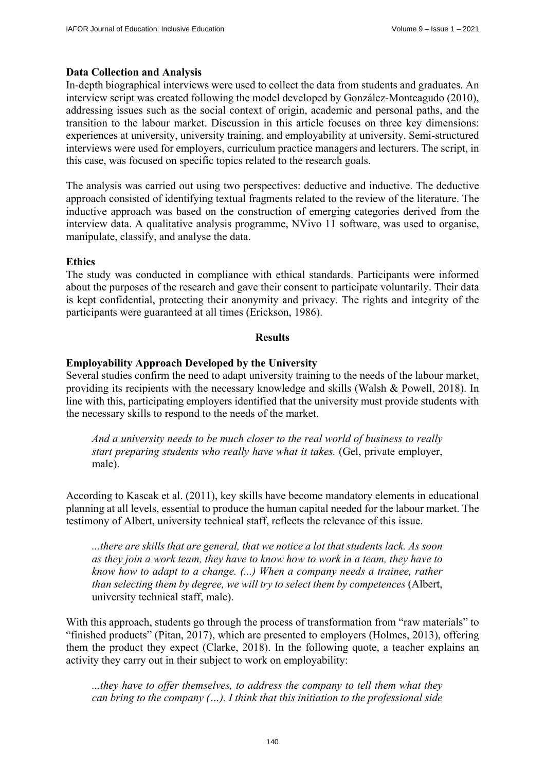**Data Collection and Analysis**

In-depth biographical interviews were used to collect the data from students and graduates. An interview script was created following the model developed by González-Monteagudo (2010), addressing issues such as the social context of origin, academic and personal paths, and the transition to the labour market. Discussion in this article focuses on three key dimensions: experiences at university, university training, and employability at university. Semi-structured interviews were used for employers, curriculum practice managers and lecturers. The script, in this case, was focused on specific topics related to the research goals.

The analysis was carried out using two perspectives: deductive and inductive. The deductive approach consisted of identifying textual fragments related to the review of the literature. The inductive approach was based on the construction of emerging categories derived from the interview data. A qualitative analysis programme, NVivo 11 software, was used to organise, manipulate, classify, and analyse the data.

**Ethics**

The study was conducted in compliance with ethical standards. Participants were informed about the purposes of the research and gave their consent to participate voluntarily. Their data is kept confidential, protecting their anonymity and privacy. The rights and integrity of the participants were guaranteed at all times (Erickson, 1986).

## Results

**Employability Approach Developed by the University**

Several studies confirm the need to adapt university training to the needs of the labour market, providing its recipients with the necessary knowledge and skills (Walsh & Powell, 2018). In line with this, participating employers identified that the university must provide students with the necessary skills to respond to the needs of the market.

> *And a university needs to be much closer to the real world of business to really start preparing students who really have what it takes.* (Gel, private employer, male).

According to Kascak et al. (2011), key skills have become mandatory elements in educational planning at all levels, essential to produce the human capital needed for the labour market. The testimony of Albert, university technical staff, reflects the relevance of this issue.

> *...there are skills that are general, that we notice a lot that students lack. As soon as they join a work team, they have to know how to work in a team, they have to know how to adapt to a change. (...) When a company needs a trainee, rather than selecting them by degree, we will try to select them by competences* (Albert, university technical staff, male).

With this approach, students go through the process of transformation from "raw materials" to "finished products" (Pitan, 2017), which are presented to employers (Holmes, 2013), offering them the product they expect (Clarke, 2018). In the following quote, a teacher explains an activity they carry out in their subject to work on employability:

> *...they have to offer themselves, to address the company to tell them what they can bring to the company (…). I think that this initiation to the professional side*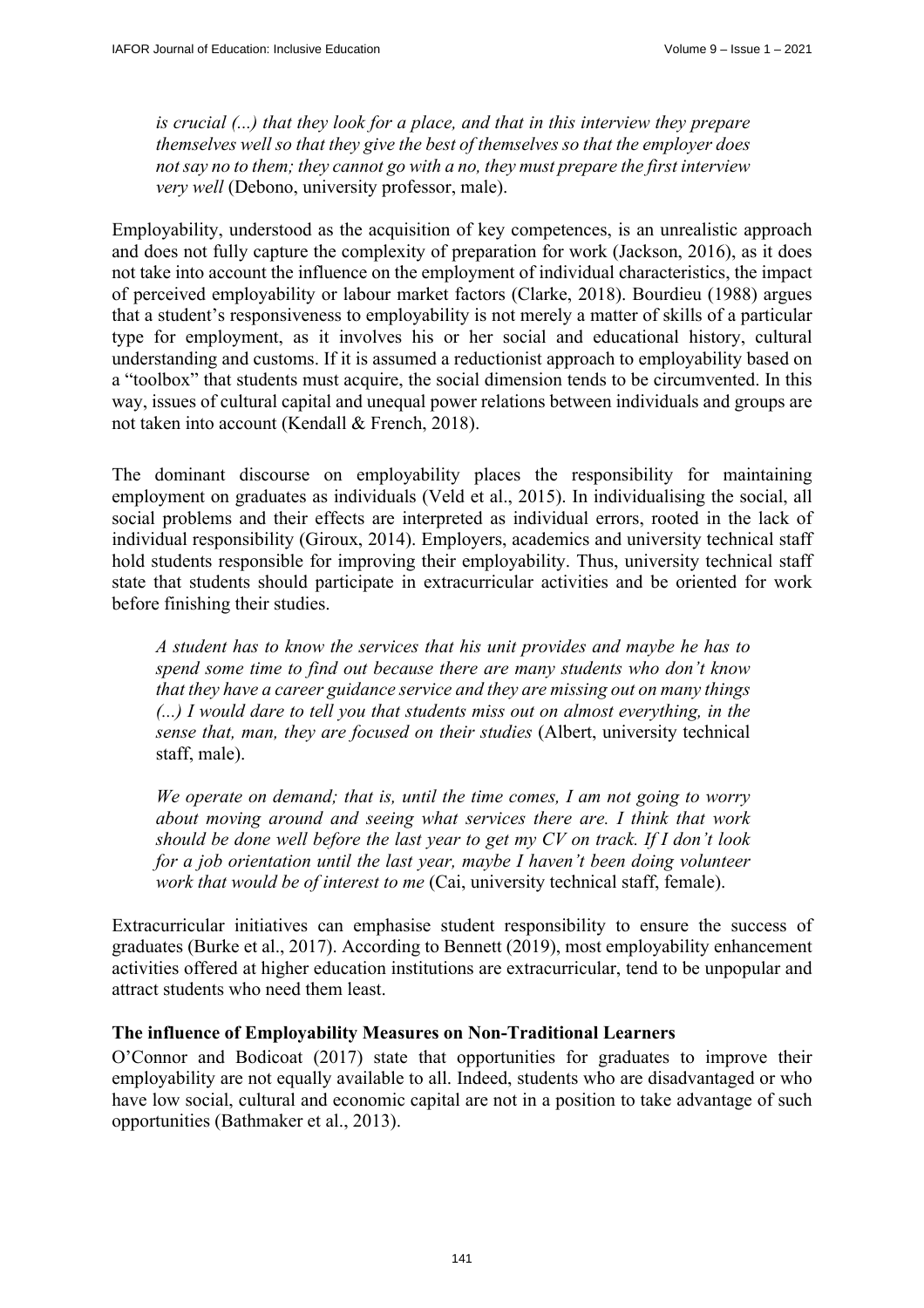*is crucial (...) that they look for a place, and that in this interview they prepare themselves well so that they give the best of themselves so that the employer does not say no to them; they cannot go with a no, they must prepare the first interview very well* (Debono, university professor, male).

Employability, understood as the acquisition of key competences, is an unrealistic approach and does not fully capture the complexity of preparation for work (Jackson, 2016), as it does not take into account the influence on the employment of individual characteristics, the impact of perceived employability or labour market factors (Clarke, 2018). Bourdieu (1988) argues that a student's responsiveness to employability is not merely a matter of skills of a particular type for employment, as it involves his or her social and educational history, cultural understanding and customs. If it is assumed a reductionist approach to employability based on a "toolbox" that students must acquire, the social dimension tends to be circumvented. In this way, issues of cultural capital and unequal power relations between individuals and groups are not taken into account (Kendall & French, 2018).

The dominant discourse on employability places the responsibility for maintaining employment on graduates as individuals (Veld et al., 2015). In individualising the social, all social problems and their effects are interpreted as individual errors, rooted in the lack of individual responsibility (Giroux, 2014). Employers, academics and university technical staff hold students responsible for improving their employability. Thus, university technical staff state that students should participate in extracurricular activities and be oriented for work before finishing their studies.

> *A student has to know the services that his unit provides and maybe he has to spend some time to find out because there are many students who don't know that they have a career guidance service and they are missing out on many things (...) I would dare to tell you that students miss out on almost everything, in the sense that, man, they are focused on their studies* (Albert, university technical staff, male).

> *We operate on demand; that is, until the time comes, I am not going to worry about moving around and seeing what services there are. I think that work should be done well before the last year to get my CV on track. If I don't look for a job orientation until the last year, maybe I haven't been doing volunteer work that would be of interest to me* (Cai, university technical staff, female).

Extracurricular initiatives can emphasise student responsibility to ensure the success of graduates (Burke et al., 2017). According to Bennett (2019), most employability enhancement activities offered at higher education institutions are extracurricular, tend to be unpopular and attract students who need them least.

### The influence of Employability Measures on Non-Traditional Learners

O'Connor and Bodicoat (2017) state that opportunities for graduates to improve their employability are not equally available to all. Indeed, students who are disadvantaged or who have low social, cultural and economic capital are not in a position to take advantage of such opportunities (Bathmaker et al., 2013).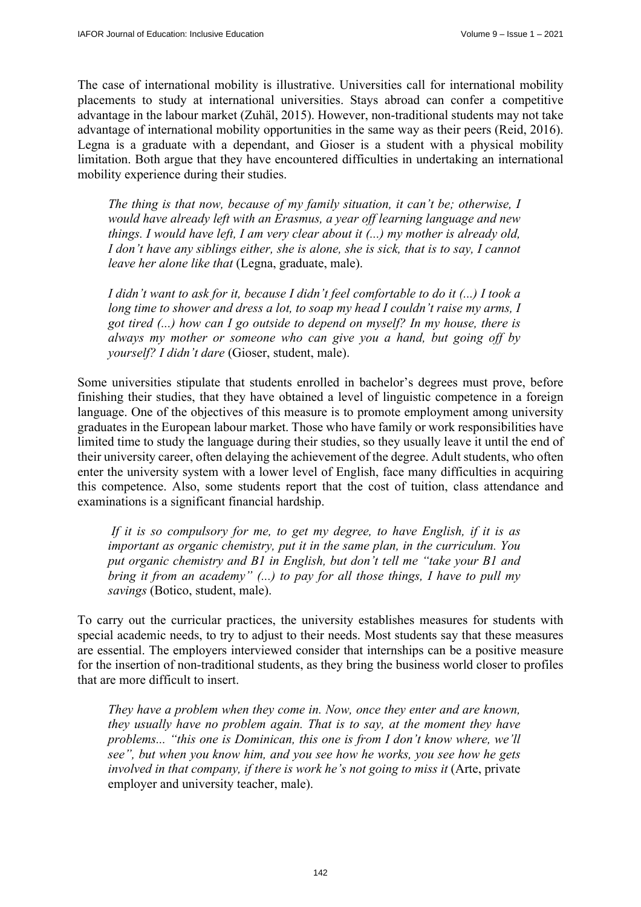The case of international mobility is illustrative. Universities call for international mobility placements to study at international universities. Stays abroad can confer a competitive advantage in the labour market (Zuhäl, 2015). However, non-traditional students may not take advantage of international mobility opportunities in the same way as their peers (Reid, 2016). Legna is a graduate with a dependant, and Gioser is a student with a physical mobility limitation. Both argue that they have encountered difficulties in undertaking an international mobility experience during their studies.

> *The thing is that now, because of my family situation, it can't be; otherwise, I would have already left with an Erasmus, a year off learning language and new things. I would have left, I am very clear about it (...) my mother is already old, I don't have any siblings either, she is alone, she is sick, that is to say, I cannot leave her alone like that* (Legna, graduate, male).

> *I didn't want to ask for it, because I didn't feel comfortable to do it (...) I took a long time to shower and dress a lot, to soap my head I couldn't raise my arms, I got tired (...) how can I go outside to depend on myself? In my house, there is always my mother or someone who can give you a hand, but going off by yourself? I didn't dare* (Gioser, student, male).

Some universities stipulate that students enrolled in bachelor's degrees must prove, before finishing their studies, that they have obtained a level of linguistic competence in a foreign language. One of the objectives of this measure is to promote employment among university graduates in the European labour market. Those who have family or work responsibilities have limited time to study the language during their studies, so they usually leave it until the end of their university career, often delaying the achievement of the degree. Adult students, who often enter the university system with a lower level of English, face many difficulties in acquiring this competence. Also, some students report that the cost of tuition, class attendance and examinations is a significant financial hardship.

> *If it is so compulsory for me, to get my degree, to have English, if it is as important as organic chemistry, put it in the same plan, in the curriculum. You put organic chemistry and B1 in English, but don't tell me "take your B1 and bring it from an academy" (...) to pay for all those things, I have to pull my savings* (Botico, student, male).

To carry out the curricular practices, the university establishes measures for students with special academic needs, to try to adjust to their needs. Most students say that these measures are essential. The employers interviewed consider that internships can be a positive measure for the insertion of non-traditional students, as they bring the business world closer to profiles that are more difficult to insert.

> *They have a problem when they come in. Now, once they enter and are known, they usually have no problem again. That is to say, at the moment they have problems... "this one is Dominican, this one is from I don't know where, we'll see", but when you know him, and you see how he works, you see how he gets involved in that company, if there is work he's not going to miss it* (Arte, private employer and university teacher, male).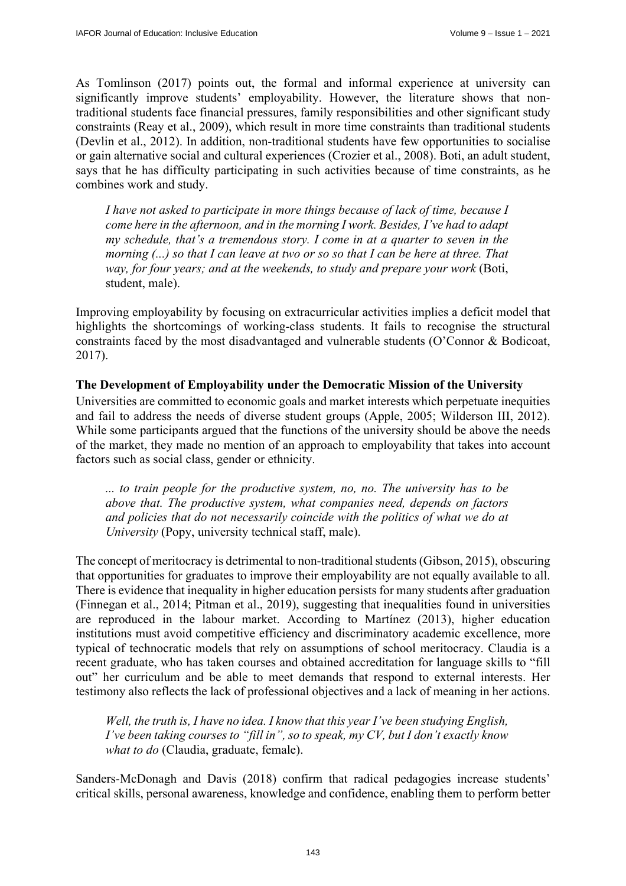As Tomlinson (2017) points out, the formal and informal experience at university can significantly improve students' employability. However, the literature shows that non-traditional students face financial pressures, family responsibilities and other significant study constraints (Reay et al., 2009), which result in more time constraints than traditional students (Devlin et al., 2012). In addition, non-traditional students have few opportunities to socialise or gain alternative social and cultural experiences (Crozier et al., 2008). Boti, an adult student, says that he has difficulty participating in such activities because of time constraints, as he combines work and study.

> *I have not asked to participate in more things because of lack of time, because I come here in the afternoon, and in the morning I work. Besides, I've had to adapt my schedule, that's a tremendous story. I come in at a quarter to seven in the morning (...) so that I can leave at two or so so that I can be here at three. That way, for four years; and at the weekends, to study and prepare your work* (Boti, student, male).

Improving employability by focusing on extracurricular activities implies a deficit model that highlights the shortcomings of working-class students. It fails to recognise the structural constraints faced by the most disadvantaged and vulnerable students (O'Connor & Bodicoat, 2017).

### The Development of Employability under the Democratic Mission of the University

Universities are committed to economic goals and market interests which perpetuate inequities and fail to address the needs of diverse student groups (Apple, 2005; Wilderson III, 2012). While some participants argued that the functions of the university should be above the needs of the market, they made no mention of an approach to employability that takes into account factors such as social class, gender or ethnicity.

> *... to train people for the productive system, no, no. The university has to be above that. The productive system, what companies need, depends on factors and policies that do not necessarily coincide with the politics of what we do at University* (Popy, university technical staff, male).

The concept of meritocracy is detrimental to non-traditional students (Gibson, 2015), obscuring that opportunities for graduates to improve their employability are not equally available to all. There is evidence that inequality in higher education persists for many students after graduation (Finnegan et al., 2014; Pitman et al., 2019), suggesting that inequalities found in universities are reproduced in the labour market. According to Martínez (2013), higher education institutions must avoid competitive efficiency and discriminatory academic excellence, more typical of technocratic models that rely on assumptions of school meritocracy. Claudia is a recent graduate, who has taken courses and obtained accreditation for language skills to "fill out" her curriculum and be able to meet demands that respond to external interests. Her testimony also reflects the lack of professional objectives and a lack of meaning in her actions.

> *Well, the truth is, I have no idea. I know that this year I've been studying English, I've been taking courses to "fill in", so to speak, my CV, but I don't exactly know what to do* (Claudia, graduate, female).

Sanders-McDonagh and Davis (2018) confirm that radical pedagogies increase students' critical skills, personal awareness, knowledge and confidence, enabling them to perform better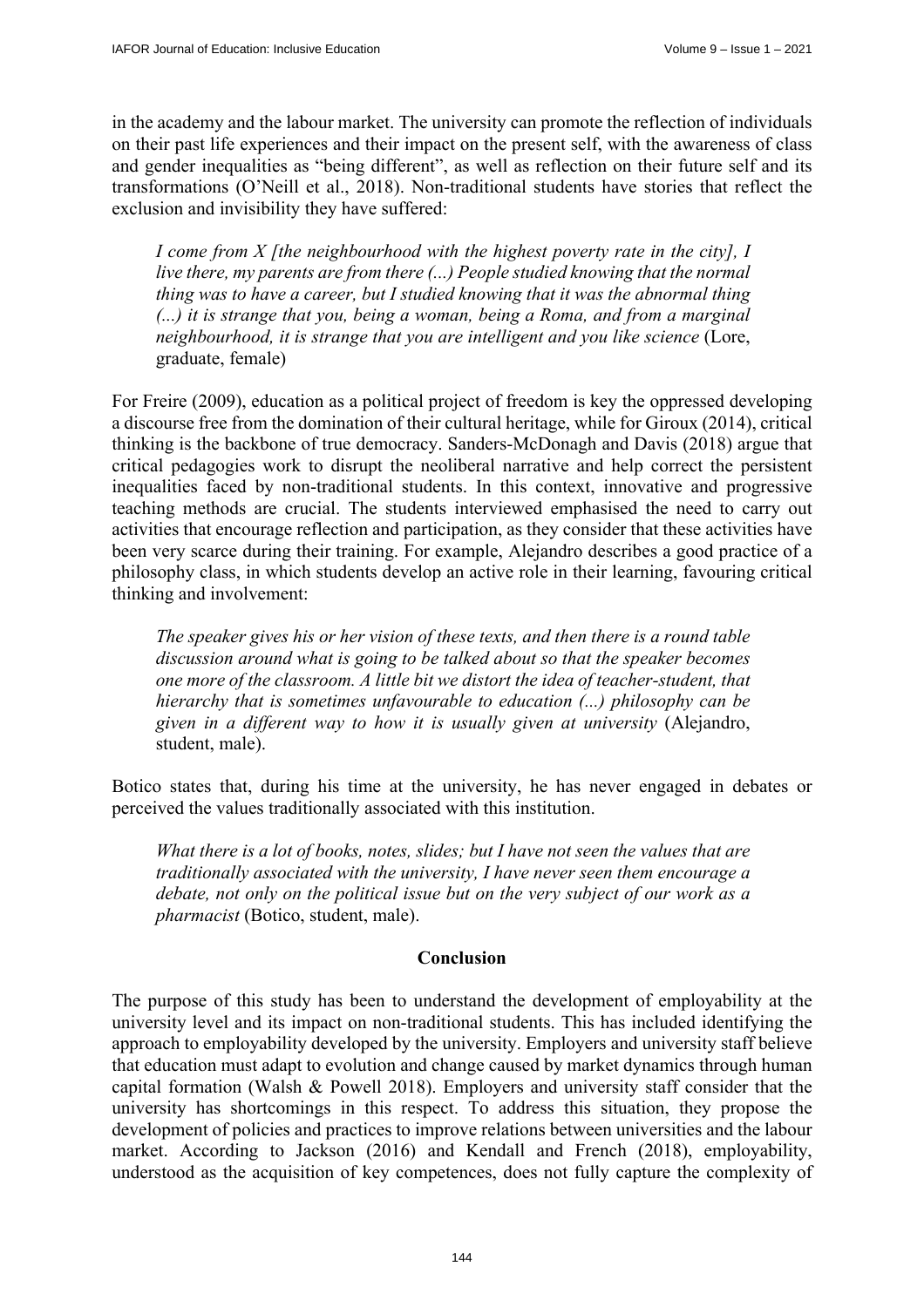in the academy and the labour market. The university can promote the reflection of individuals on their past life experiences and their impact on the present self, with the awareness of class and gender inequalities as "being different", as well as reflection on their future self and its transformations (O'Neill et al., 2018). Non-traditional students have stories that reflect the exclusion and invisibility they have suffered:

> *I come from X [the neighbourhood with the highest poverty rate in the city], I live there, my parents are from there (...) People studied knowing that the normal thing was to have a career, but I studied knowing that it was the abnormal thing (...) it is strange that you, being a woman, being a Roma, and from a marginal neighbourhood, it is strange that you are intelligent and you like science* (Lore, graduate, female)

For Freire (2009), education as a political project of freedom is key the oppressed developing a discourse free from the domination of their cultural heritage, while for Giroux (2014), critical thinking is the backbone of true democracy. Sanders-McDonagh and Davis (2018) argue that critical pedagogies work to disrupt the neoliberal narrative and help correct the persistent inequalities faced by non-traditional students. In this context, innovative and progressive teaching methods are crucial. The students interviewed emphasised the need to carry out activities that encourage reflection and participation, as they consider that these activities have been very scarce during their training. For example, Alejandro describes a good practice of a philosophy class, in which students develop an active role in their learning, favouring critical thinking and involvement:

> *The speaker gives his or her vision of these texts, and then there is a round table discussion around what is going to be talked about so that the speaker becomes one more of the classroom. A little bit we distort the idea of teacher-student, that hierarchy that is sometimes unfavourable to education (...) philosophy can be given in a different way to how it is usually given at university* (Alejandro, student, male).

Botico states that, during his time at the university, he has never engaged in debates or perceived the values traditionally associated with this institution.

> *What there is a lot of books, notes, slides; but I have not seen the values that are traditionally associated with the university, I have never seen them encourage a debate, not only on the political issue but on the very subject of our work as a pharmacist* (Botico, student, male).

## Conclusion

The purpose of this study has been to understand the development of employability at the university level and its impact on non-traditional students. This has included identifying the approach to employability developed by the university. Employers and university staff believe that education must adapt to evolution and change caused by market dynamics through human capital formation (Walsh & Powell 2018). Employers and university staff consider that the university has shortcomings in this respect. To address this situation, they propose the development of policies and practices to improve relations between universities and the labour market. According to Jackson (2016) and Kendall and French (2018), employability, understood as the acquisition of key competences, does not fully capture the complexity of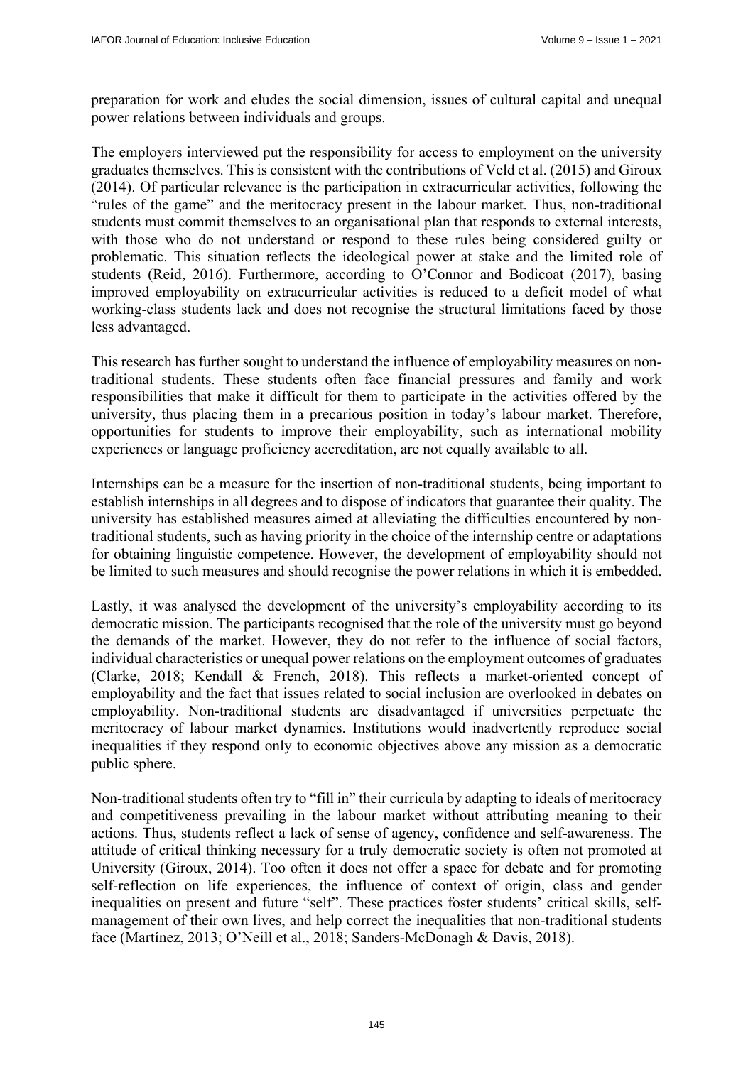preparation for work and eludes the social dimension, issues of cultural capital and unequal power relations between individuals and groups.

The employers interviewed put the responsibility for access to employment on the university graduates themselves. This is consistent with the contributions of Veld et al. (2015) and Giroux (2014). Of particular relevance is the participation in extracurricular activities, following the "rules of the game" and the meritocracy present in the labour market. Thus, non-traditional students must commit themselves to an organisational plan that responds to external interests, with those who do not understand or respond to these rules being considered guilty or problematic. This situation reflects the ideological power at stake and the limited role of students (Reid, 2016). Furthermore, according to O'Connor and Bodicoat (2017), basing improved employability on extracurricular activities is reduced to a deficit model of what working-class students lack and does not recognise the structural limitations faced by those less advantaged.

This research has further sought to understand the influence of employability measures on non-traditional students. These students often face financial pressures and family and work responsibilities that make it difficult for them to participate in the activities offered by the university, thus placing them in a precarious position in today's labour market. Therefore, opportunities for students to improve their employability, such as international mobility experiences or language proficiency accreditation, are not equally available to all.

Internships can be a measure for the insertion of non-traditional students, being important to establish internships in all degrees and to dispose of indicators that guarantee their quality. The university has established measures aimed at alleviating the difficulties encountered by non-traditional students, such as having priority in the choice of the internship centre or adaptations for obtaining linguistic competence. However, the development of employability should not be limited to such measures and should recognise the power relations in which it is embedded.

Lastly, it was analysed the development of the university's employability according to its democratic mission. The participants recognised that the role of the university must go beyond the demands of the market. However, they do not refer to the influence of social factors, individual characteristics or unequal power relations on the employment outcomes of graduates (Clarke, 2018; Kendall & French, 2018). This reflects a market-oriented concept of employability and the fact that issues related to social inclusion are overlooked in debates on employability. Non-traditional students are disadvantaged if universities perpetuate the meritocracy of labour market dynamics. Institutions would inadvertently reproduce social inequalities if they respond only to economic objectives above any mission as a democratic public sphere.

Non-traditional students often try to "fill in" their curricula by adapting to ideals of meritocracy and competitiveness prevailing in the labour market without attributing meaning to their actions. Thus, students reflect a lack of sense of agency, confidence and self-awareness. The attitude of critical thinking necessary for a truly democratic society is often not promoted at University (Giroux, 2014). Too often it does not offer a space for debate and for promoting self-reflection on life experiences, the influence of context of origin, class and gender inequalities on present and future "self". These practices foster students' critical skills, self-management of their own lives, and help correct the inequalities that non-traditional students face (Martínez, 2013; O'Neill et al., 2018; Sanders-McDonagh & Davis, 2018).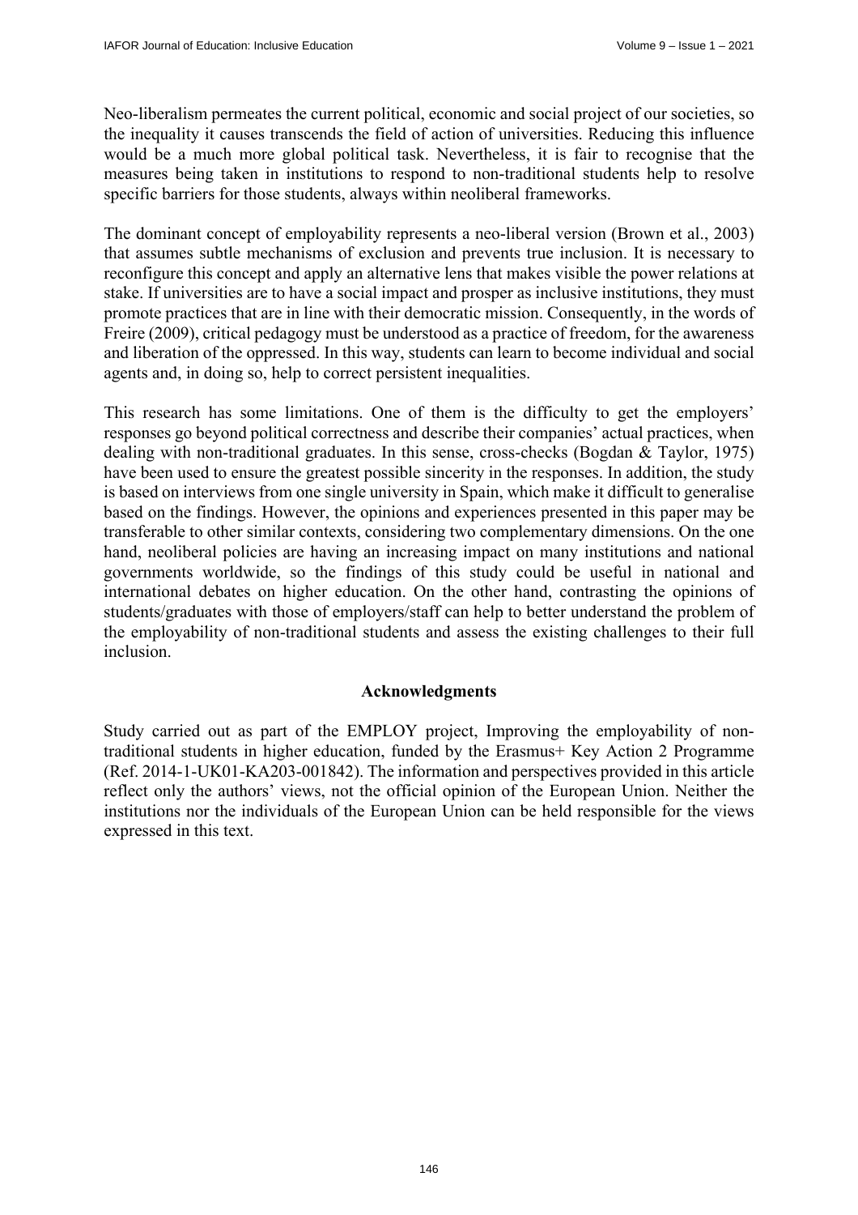Neo-liberalism permeates the current political, economic and social project of our societies, so the inequality it causes transcends the field of action of universities. Reducing this influence would be a much more global political task. Nevertheless, it is fair to recognise that the measures being taken in institutions to respond to non-traditional students help to resolve specific barriers for those students, always within neoliberal frameworks.

The dominant concept of employability represents a neo-liberal version (Brown et al., 2003) that assumes subtle mechanisms of exclusion and prevents true inclusion. It is necessary to reconfigure this concept and apply an alternative lens that makes visible the power relations at stake. If universities are to have a social impact and prosper as inclusive institutions, they must promote practices that are in line with their democratic mission. Consequently, in the words of Freire (2009), critical pedagogy must be understood as a practice of freedom, for the awareness and liberation of the oppressed. In this way, students can learn to become individual and social agents and, in doing so, help to correct persistent inequalities.

This research has some limitations. One of them is the difficulty to get the employers' responses go beyond political correctness and describe their companies' actual practices, when dealing with non-traditional graduates. In this sense, cross-checks (Bogdan & Taylor, 1975) have been used to ensure the greatest possible sincerity in the responses. In addition, the study is based on interviews from one single university in Spain, which make it difficult to generalise based on the findings. However, the opinions and experiences presented in this paper may be transferable to other similar contexts, considering two complementary dimensions. On the one hand, neoliberal policies are having an increasing impact on many institutions and national governments worldwide, so the findings of this study could be useful in national and international debates on higher education. On the other hand, contrasting the opinions of students/graduates with those of employers/staff can help to better understand the problem of the employability of non-traditional students and assess the existing challenges to their full inclusion.

## Acknowledgments

Study carried out as part of the EMPLOY project, Improving the employability of non-traditional students in higher education, funded by the Erasmus+ Key Action 2 Programme (Ref. 2014-1-UK01-KA203-001842). The information and perspectives provided in this article reflect only the authors' views, not the official opinion of the European Union. Neither the institutions nor the individuals of the European Union can be held responsible for the views expressed in this text.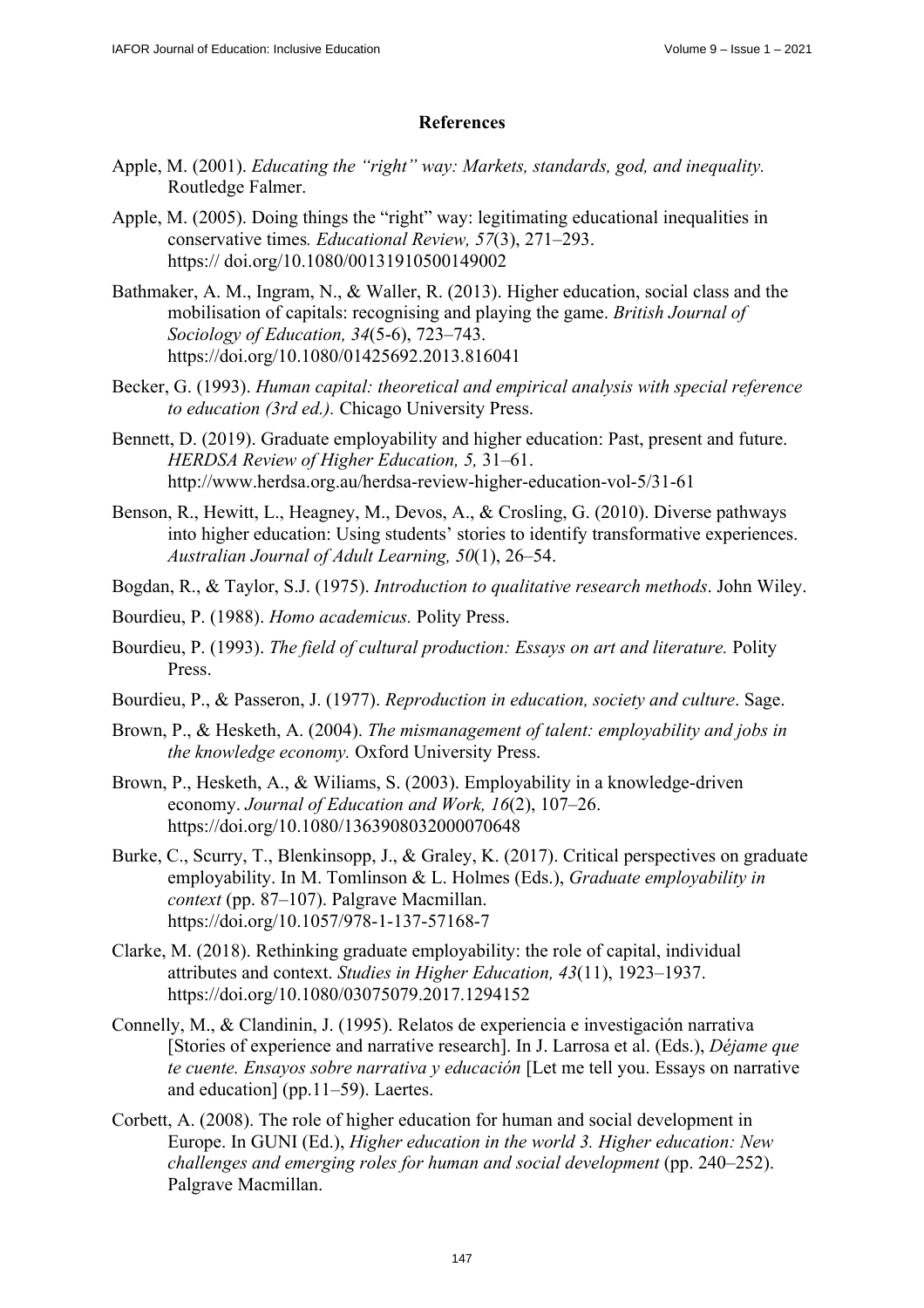## References

Apple, M. (2001). *Educating the "right" way: Markets, standards, god, and inequality.* Routledge Falmer.

Apple, M. (2005). Doing things the "right" way: legitimating educational inequalities in conservative times*. Educational Review, 57*(3), 271–293. https:// doi.org/10.1080/00131910500149002

Bathmaker, A. M., Ingram, N., & Waller, R. (2013). Higher education, social class and the mobilisation of capitals: recognising and playing the game. *British Journal of Sociology of Education, 34*(5-6), 723–743. https://doi.org/10.1080/01425692.2013.816041

Becker, G. (1993). *Human capital: theoretical and empirical analysis with special reference to education (3rd ed.).* Chicago University Press.

Bennett, D. (2019). Graduate employability and higher education: Past, present and future. *HERDSA Review of Higher Education, 5,* 31–61. http://www.herdsa.org.au/herdsa-review-higher-education-vol-5/31-61

Benson, R., Hewitt, L., Heagney, M., Devos, A., & Crosling, G. (2010). Diverse pathways into higher education: Using students' stories to identify transformative experiences. *Australian Journal of Adult Learning, 50*(1), 26–54.

Bogdan, R., & Taylor, S.J. (1975). *Introduction to qualitative research methods*. John Wiley.

Bourdieu, P. (1988). *Homo academicus.* Polity Press.

Bourdieu, P. (1993). *The field of cultural production: Essays on art and literature.* Polity Press.

Bourdieu, P., & Passeron, J. (1977). *Reproduction in education, society and culture*. Sage.

Brown, P., & Hesketh, A. (2004). *The mismanagement of talent: employability and jobs in the knowledge economy.* Oxford University Press.

Brown, P., Hesketh, A., & Wiliams, S. (2003). Employability in a knowledge-driven economy. *Journal of Education and Work, 16*(2), 107–26. https://doi.org/10.1080/1363908032000070648

Burke, C., Scurry, T., Blenkinsopp, J., & Graley, K. (2017). Critical perspectives on graduate employability. In M. Tomlinson & L. Holmes (Eds.), *Graduate employability in context* (pp. 87–107). Palgrave Macmillan. https://doi.org/10.1057/978-1-137-57168-7

Clarke, M. (2018). Rethinking graduate employability: the role of capital, individual attributes and context. *Studies in Higher Education, 43*(11), 1923–1937. https://doi.org/10.1080/03075079.2017.1294152

Connelly, M., & Clandinin, J. (1995). Relatos de experiencia e investigación narrativa [Stories of experience and narrative research]. In J. Larrosa et al. (Eds.), *Déjame que te cuente. Ensayos sobre narrativa y educación* [Let me tell you. Essays on narrative and education] (pp.11–59). Laertes.

Corbett, A. (2008). The role of higher education for human and social development in Europe. In GUNI (Ed.), *Higher education in the world 3. Higher education: New challenges and emerging roles for human and social development* (pp. 240–252). Palgrave Macmillan.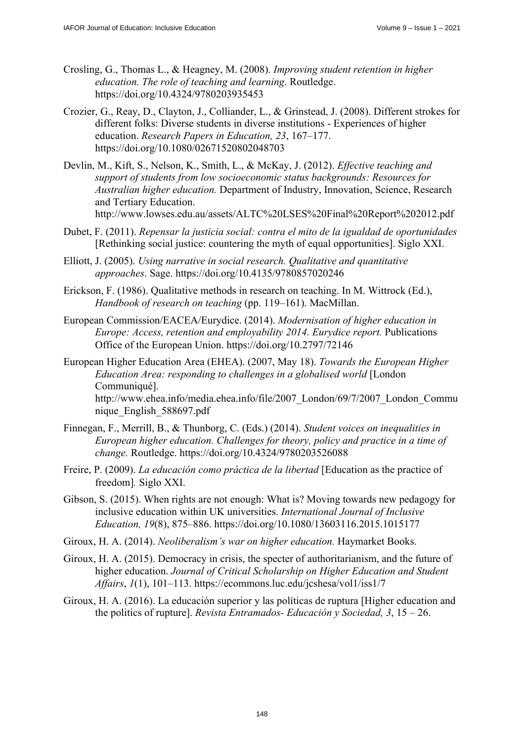Crosling, G., Thomas L., & Heagney, M. (2008). *Improving student retention in higher education. The role of teaching and learning*. Routledge. https://doi.org/10.4324/9780203935453

Crozier, G., Reay, D., Clayton, J., Colliander, L., & Grinstead, J. (2008). Different strokes for different folks: Diverse students in diverse institutions - Experiences of higher education. *Research Papers in Education, 23*, 167–177. https://doi.org/10.1080/02671520802048703

Devlin, M., Kift, S., Nelson, K., Smith, L., & McKay, J. (2012). *Effective teaching and support of students from low socioeconomic status backgrounds: Resources for Australian higher education.* Department of Industry, Innovation, Science, Research and Tertiary Education. http://www.lowses.edu.au/assets/ALTC%20LSES%20Final%20Report%202012.pdf

Dubet, F. (2011). *Repensar la justicia social: contra el mito de la igualdad de oportunidades* [Rethinking social justice: countering the myth of equal opportunities]. Siglo XXI.

Elliott, J. (2005). *Using narrative in social research. Qualitative and quantitative approaches*. Sage. https://doi.org/10.4135/9780857020246

Erickson, F. (1986). Qualitative methods in research on teaching. In M. Wittrock (Ed.), *Handbook of research on teaching* (pp. 119–161). MacMillan.

European Commission/EACEA/Eurydice. (2014). *Modernisation of higher education in Europe: Access, retention and employability 2014. Eurydice report.* Publications Office of the European Union. https://doi.org/10.2797/72146

European Higher Education Area (EHEA). (2007, May 18). *Towards the European Higher Education Area: responding to challenges in a globalised world* [London Communiqué]. http://www.ehea.info/media.ehea.info/file/2007_London/69/7/2007_London_Communique_English_588697.pdf

Finnegan, F., Merrill, B., & Thunborg, C. (Eds.) (2014). *Student voices on inequalities in European higher education. Challenges for theory, policy and practice in a time of change.* Routledge. https://doi.org/10.4324/9780203526088

Freire, P. (2009). *La educación como práctica de la libertad* [Education as the practice of freedom]*.* Siglo XXI.

Gibson, S. (2015). When rights are not enough: What is? Moving towards new pedagogy for inclusive education within UK universities. *International Journal of Inclusive Education, 19*(8), 875–886. https://doi.org/10.1080/13603116.2015.1015177

Giroux, H. A. (2014). *Neoliberalism's war on higher education.* Haymarket Books.

Giroux, H. A. (2015). Democracy in crisis, the specter of authoritarianism, and the future of higher education. *Journal of Critical Scholarship on Higher Education and Student Affairs*, *1*(1), 101–113. https://ecommons.luc.edu/jcshesa/vol1/iss1/7

Giroux, H. A. (2016). La educación superior y las políticas de ruptura [Higher education and the politics of rupture]. *Revista Entramados- Educación y Sociedad, 3*, 15 – 26.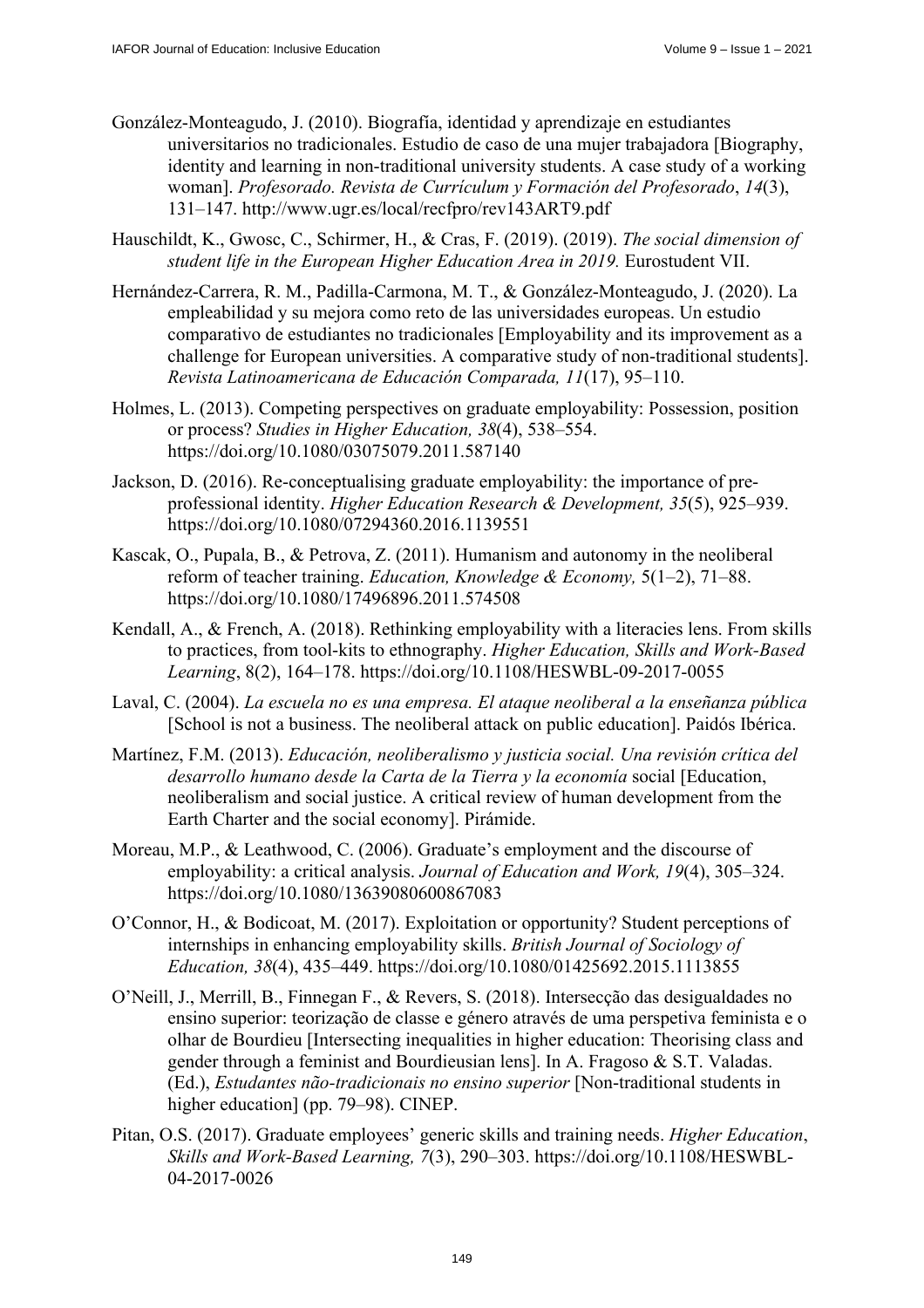González-Monteagudo, J. (2010). Biografía, identidad y aprendizaje en estudiantes universitarios no tradicionales. Estudio de caso de una mujer trabajadora [Biography, identity and learning in non-traditional university students. A case study of a working woman]. *Profesorado. Revista de Currículum y Formación del Profesorado*, *14*(3), 131–147. http://www.ugr.es/local/recfpro/rev143ART9.pdf

Hauschildt, K., Gwosc, C., Schirmer, H., & Cras, F. (2019). (2019). *The social dimension of student life in the European Higher Education Area in 2019.* Eurostudent VII.

Hernández-Carrera, R. M., Padilla-Carmona, M. T., & González-Monteagudo, J. (2020). La empleabilidad y su mejora como reto de las universidades europeas. Un estudio comparativo de estudiantes no tradicionales [Employability and its improvement as a challenge for European universities. A comparative study of non-traditional students]. *Revista Latinoamericana de Educación Comparada, 11*(17), 95–110.

Holmes, L. (2013). Competing perspectives on graduate employability: Possession, position or process? *Studies in Higher Education, 38*(4), 538–554. https://doi.org/10.1080/03075079.2011.587140

Jackson, D. (2016). Re-conceptualising graduate employability: the importance of pre-professional identity. *Higher Education Research & Development, 35*(5), 925–939. https://doi.org/10.1080/07294360.2016.1139551

Kascak, O., Pupala, B., & Petrova, Z. (2011). Humanism and autonomy in the neoliberal reform of teacher training. *Education, Knowledge & Economy,* 5(1–2), 71–88. https://doi.org/10.1080/17496896.2011.574508

Kendall, A., & French, A. (2018). Rethinking employability with a literacies lens. From skills to practices, from tool-kits to ethnography. *Higher Education, Skills and Work-Based Learning*, 8(2), 164–178. https://doi.org/10.1108/HESWBL-09-2017-0055

Laval, C. (2004). *La escuela no es una empresa. El ataque neoliberal a la enseñanza pública* [School is not a business. The neoliberal attack on public education]. Paidós Ibérica.

Martínez, F.M. (2013). *Educación, neoliberalismo y justicia social. Una revisión crítica del desarrollo humano desde la Carta de la Tierra y la economía* social [Education, neoliberalism and social justice. A critical review of human development from the Earth Charter and the social economy]. Pirámide.

Moreau, M.P., & Leathwood, C. (2006). Graduate's employment and the discourse of employability: a critical analysis. *Journal of Education and Work, 19*(4), 305–324. https://doi.org/10.1080/13639080600867083

O'Connor, H., & Bodicoat, M. (2017). Exploitation or opportunity? Student perceptions of internships in enhancing employability skills. *British Journal of Sociology of Education, 38*(4), 435–449. https://doi.org/10.1080/01425692.2015.1113855

O'Neill, J., Merrill, B., Finnegan F., & Revers, S. (2018). Intersecção das desigualdades no ensino superior: teorização de classe e género através de uma perspetiva feminista e o olhar de Bourdieu [Intersecting inequalities in higher education: Theorising class and gender through a feminist and Bourdieusian lens]. In A. Fragoso & S.T. Valadas. (Ed.), *Estudantes não-tradicionais no ensino superior* [Non-traditional students in higher education] (pp. 79–98). CINEP.

Pitan, O.S. (2017). Graduate employees' generic skills and training needs. *Higher Education*, *Skills and Work-Based Learning, 7*(3), 290–303. https://doi.org/10.1108/HESWBL-04-2017-0026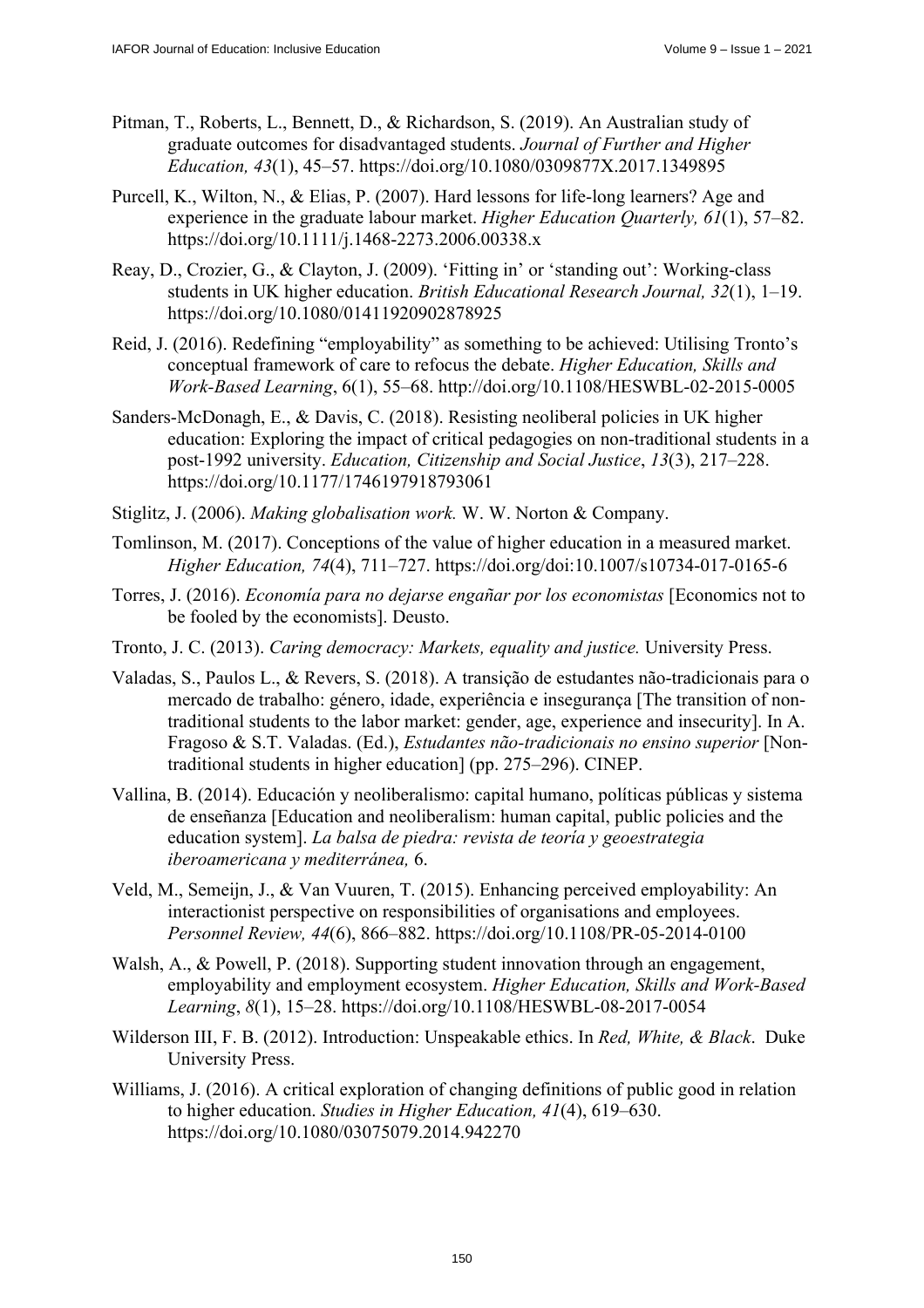Pitman, T., Roberts, L., Bennett, D., & Richardson, S. (2019). An Australian study of graduate outcomes for disadvantaged students. *Journal of Further and Higher Education, 43*(1), 45–57. https://doi.org/10.1080/0309877X.2017.1349895

Purcell, K., Wilton, N., & Elias, P. (2007). Hard lessons for life-long learners? Age and experience in the graduate labour market. *Higher Education Quarterly, 61*(1), 57–82. https://doi.org/10.1111/j.1468-2273.2006.00338.x

Reay, D., Crozier, G., & Clayton, J. (2009). 'Fitting in' or 'standing out': Working-class students in UK higher education. *British Educational Research Journal, 32*(1), 1–19. https://doi.org/10.1080/01411920902878925

Reid, J. (2016). Redefining "employability" as something to be achieved: Utilising Tronto's conceptual framework of care to refocus the debate. *Higher Education, Skills and Work-Based Learning*, 6(1), 55–68. http://doi.org/10.1108/HESWBL-02-2015-0005

Sanders-McDonagh, E., & Davis, C. (2018). Resisting neoliberal policies in UK higher education: Exploring the impact of critical pedagogies on non-traditional students in a post-1992 university. *Education, Citizenship and Social Justice*, *13*(3), 217–228. https://doi.org/10.1177/1746197918793061

Stiglitz, J. (2006). *Making globalisation work.* W. W. Norton & Company.

Tomlinson, M. (2017). Conceptions of the value of higher education in a measured market. *Higher Education, 74*(4), 711–727. https://doi.org/doi:10.1007/s10734-017-0165-6

Torres, J. (2016). *Economía para no dejarse engañar por los economistas* [Economics not to be fooled by the economists]. Deusto.

Tronto, J. C. (2013). *Caring democracy: Markets, equality and justice.* University Press.

Valadas, S., Paulos L., & Revers, S. (2018). A transição de estudantes não-tradicionais para o mercado de trabalho: género, idade, experiência e insegurança [The transition of non-traditional students to the labor market: gender, age, experience and insecurity]. In A. Fragoso & S.T. Valadas. (Ed.), *Estudantes não-tradicionais no ensino superior* [Non-traditional students in higher education] (pp. 275–296). CINEP.

Vallina, B. (2014). Educación y neoliberalismo: capital humano, políticas públicas y sistema de enseñanza [Education and neoliberalism: human capital, public policies and the education system]. *La balsa de piedra: revista de teoría y geoestrategia iberoamericana y mediterránea,* 6.

Veld, M., Semeijn, J., & Van Vuuren, T. (2015). Enhancing perceived employability: An interactionist perspective on responsibilities of organisations and employees. *Personnel Review, 44*(6), 866–882. https://doi.org/10.1108/PR-05-2014-0100

Walsh, A., & Powell, P. (2018). Supporting student innovation through an engagement, employability and employment ecosystem. *Higher Education, Skills and Work-Based Learning*, *8*(1), 15–28. https://doi.org/10.1108/HESWBL-08-2017-0054

Wilderson III, F. B. (2012). Introduction: Unspeakable ethics. In *Red, White, & Black*. Duke University Press.

Williams, J. (2016). A critical exploration of changing definitions of public good in relation to higher education. *Studies in Higher Education, 41*(4), 619–630. https://doi.org/10.1080/03075079.2014.942270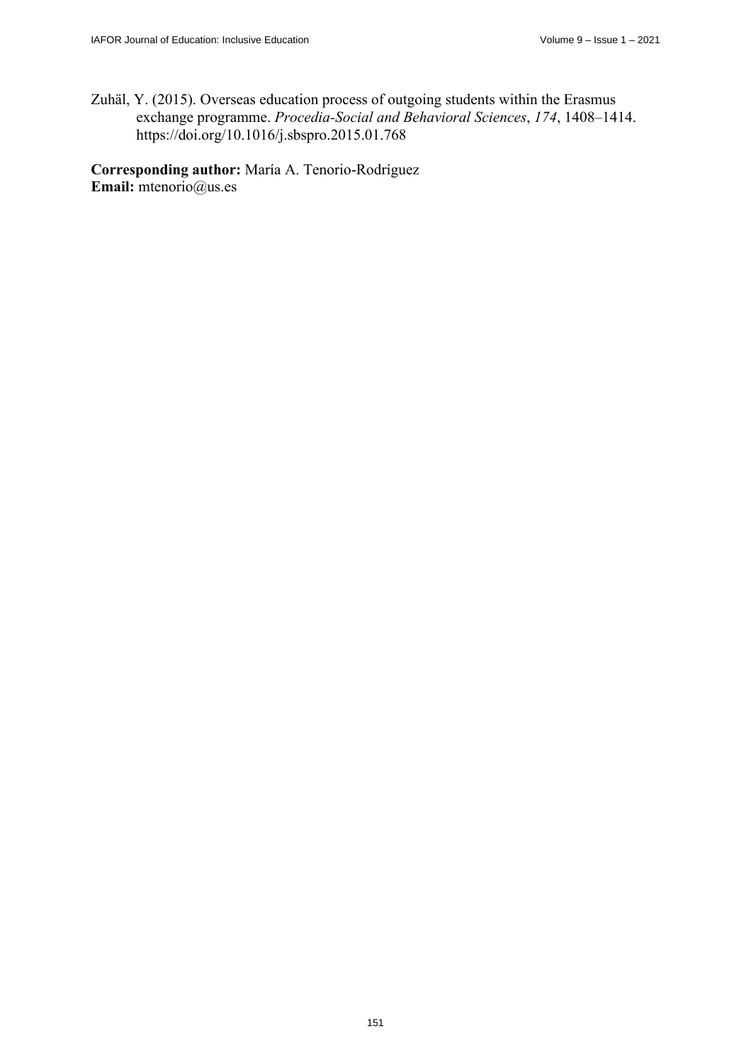Zuhäl, Y. (2015). Overseas education process of outgoing students within the Erasmus exchange programme. *Procedia-Social and Behavioral Sciences*, *174*, 1408–1414. https://doi.org/10.1016/j.sbspro.2015.01.768

**Corresponding author:** María A. Tenorio-Rodríguez
**Email:** mtenorio@us.es